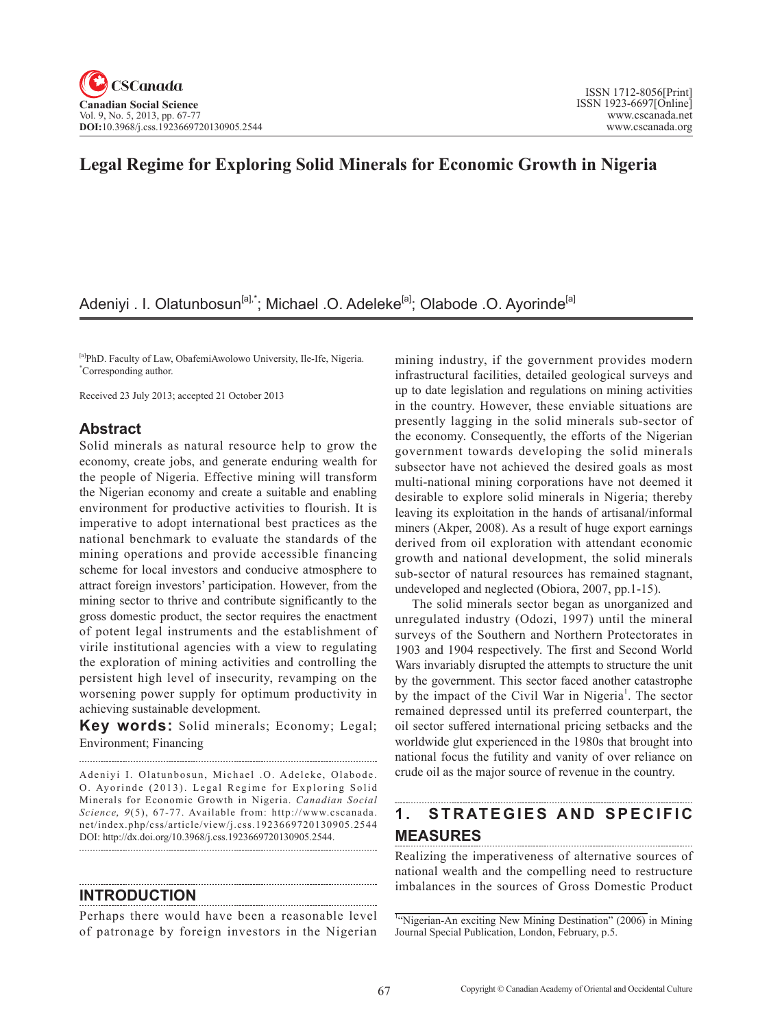# Legal Regime for Exploring Solid Minerals for Economic Growth in Nigeria

Adeniyi . I. Olatunbosun[a],*; Michael .O. Adeleke[a]; Olabode .O. Ayorinde[a]

[a]PhD. Faculty of Law, ObafemiAwolowo University, Ile-Ife, Nigeria.
*Corresponding author.

Received 23 July 2013; accepted 21 October 2013

## Abstract

Solid minerals as natural resource help to grow the economy, create jobs, and generate enduring wealth for the people of Nigeria. Effective mining will transform the Nigerian economy and create a suitable and enabling environment for productive activities to flourish. It is imperative to adopt international best practices as the national benchmark to evaluate the standards of the mining operations and provide accessible financing scheme for local investors and conducive atmosphere to attract foreign investors' participation. However, from the mining sector to thrive and contribute significantly to the gross domestic product, the sector requires the enactment of potent legal instruments and the establishment of virile institutional agencies with a view to regulating the exploration of mining activities and controlling the persistent high level of insecurity, revamping on the worsening power supply for optimum productivity in achieving sustainable development.

**Key words:** Solid minerals; Economy; Legal; Environment; Financing

Adeniyi I. Olatunbosun, Michael .O. Adeleke, Olabode. O. Ayorinde (2013). Legal Regime for Exploring Solid Minerals for Economic Growth in Nigeria. *Canadian Social Science, 9*(5), 67-77. Available from: http://www.cscanada.net/index.php/css/article/view/j.css.1923669720130905.2544 DOI: http://dx.doi.org/10.3968/j.css.1923669720130905.2544.

## INTRODUCTION

Perhaps there would have been a reasonable level of patronage by foreign investors in the Nigerian mining industry, if the government provides modern infrastructural facilities, detailed geological surveys and up to date legislation and regulations on mining activities in the country. However, these enviable situations are presently lagging in the solid minerals sub-sector of the economy. Consequently, the efforts of the Nigerian government towards developing the solid minerals subsector have not achieved the desired goals as most multi-national mining corporations have not deemed it desirable to explore solid minerals in Nigeria; thereby leaving its exploitation in the hands of artisanal/informal miners (Akper, 2008). As a result of huge export earnings derived from oil exploration with attendant economic growth and national development, the solid minerals sub-sector of natural resources has remained stagnant, undeveloped and neglected (Obiora, 2007, pp.1-15).

The solid minerals sector began as unorganized and unregulated industry (Odozi, 1997) until the mineral surveys of the Southern and Northern Protectorates in 1903 and 1904 respectively. The first and Second World Wars invariably disrupted the attempts to structure the unit by the government. This sector faced another catastrophe by the impact of the Civil War in Nigeria[1]. The sector remained depressed until its preferred counterpart, the oil sector suffered international pricing setbacks and the worldwide glut experienced in the 1980s that brought into national focus the futility and vanity of over reliance on crude oil as the major source of revenue in the country.

## 1. STRATEGIES AND SPECIFIC MEASURES

Realizing the imperativeness of alternative sources of national wealth and the compelling need to restructure imbalances in the sources of Gross Domestic Product

[1] "Nigerian-An exciting New Mining Destination" (2006) in Mining Journal Special Publication, London, February, p.5.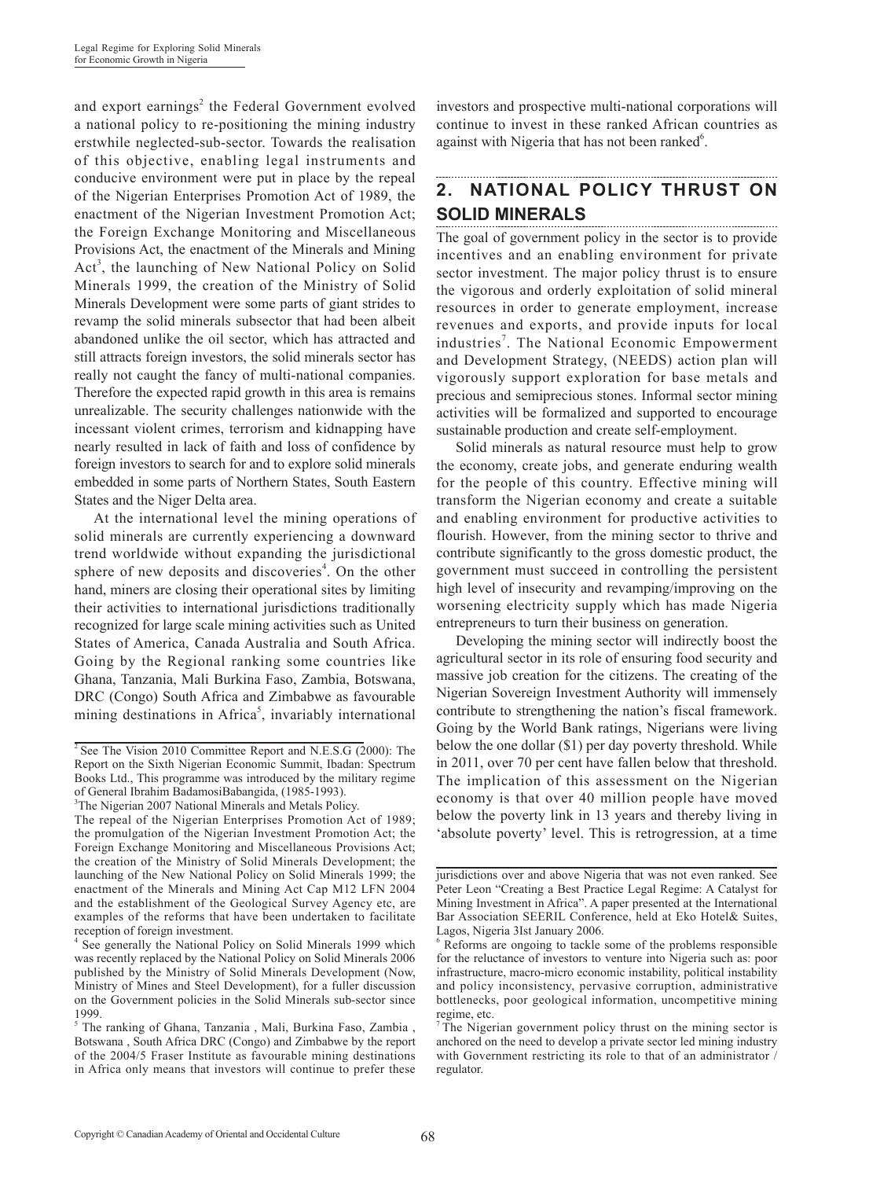and export earnings[2] the Federal Government evolved a national policy to re-positioning the mining industry erstwhile neglected-sub-sector. Towards the realisation of this objective, enabling legal instruments and conducive environment were put in place by the repeal of the Nigerian Enterprises Promotion Act of 1989, the enactment of the Nigerian Investment Promotion Act; the Foreign Exchange Monitoring and Miscellaneous Provisions Act, the enactment of the Minerals and Mining Act[3], the launching of New National Policy on Solid Minerals 1999, the creation of the Ministry of Solid Minerals Development were some parts of giant strides to revamp the solid minerals subsector that had been albeit abandoned unlike the oil sector, which has attracted and still attracts foreign investors, the solid minerals sector has really not caught the fancy of multi-national companies. Therefore the expected rapid growth in this area is remains unrealizable. The security challenges nationwide with the incessant violent crimes, terrorism and kidnapping have nearly resulted in lack of faith and loss of confidence by foreign investors to search for and to explore solid minerals embedded in some parts of Northern States, South Eastern States and the Niger Delta area.

At the international level the mining operations of solid minerals are currently experiencing a downward trend worldwide without expanding the jurisdictional sphere of new deposits and discoveries[4]. On the other hand, miners are closing their operational sites by limiting their activities to international jurisdictions traditionally recognized for large scale mining activities such as United States of America, Canada Australia and South Africa. Going by the Regional ranking some countries like Ghana, Tanzania, Mali Burkina Faso, Zambia, Botswana, DRC (Congo) South Africa and Zimbabwe as favourable mining destinations in Africa[5], invariably international investors and prospective multi-national corporations will continue to invest in these ranked African countries as against with Nigeria that has not been ranked[6].

## 2. NATIONAL POLICY THRUST ON SOLID MINERALS

The goal of government policy in the sector is to provide incentives and an enabling environment for private sector investment. The major policy thrust is to ensure the vigorous and orderly exploitation of solid mineral resources in order to generate employment, increase revenues and exports, and provide inputs for local industries[7]. The National Economic Empowerment and Development Strategy, (NEEDS) action plan will vigorously support exploration for base metals and precious and semiprecious stones. Informal sector mining activities will be formalized and supported to encourage sustainable production and create self-employment.

Solid minerals as natural resource must help to grow the economy, create jobs, and generate enduring wealth for the people of this country. Effective mining will transform the Nigerian economy and create a suitable and enabling environment for productive activities to flourish. However, from the mining sector to thrive and contribute significantly to the gross domestic product, the government must succeed in controlling the persistent high level of insecurity and revamping/improving on the worsening electricity supply which has made Nigeria entrepreneurs to turn their business on generation.

Developing the mining sector will indirectly boost the agricultural sector in its role of ensuring food security and massive job creation for the citizens. The creating of the Nigerian Sovereign Investment Authority will immensely contribute to strengthening the nation's fiscal framework. Going by the World Bank ratings, Nigerians were living below the one dollar ($1) per day poverty threshold. While in 2011, over 70 per cent have fallen below that threshold. The implication of this assessment on the Nigerian economy is that over 40 million people have moved below the poverty link in 13 years and thereby living in 'absolute poverty' level. This is retrogression, at a time

---

[2] See The Vision 2010 Committee Report and N.E.S.G (2000): The Report on the Sixth Nigerian Economic Summit, Ibadan: Spectrum Books Ltd., This programme was introduced by the military regime of General Ibrahim BadamosiBabangida, (1985-1993).

[3] The Nigerian 2007 National Minerals and Metals Policy.

The repeal of the Nigerian Enterprises Promotion Act of 1989; the promulgation of the Nigerian Investment Promotion Act; the Foreign Exchange Monitoring and Miscellaneous Provisions Act; the creation of the Ministry of Solid Minerals Development; the launching of the New National Policy on Solid Minerals 1999; the enactment of the Minerals and Mining Act Cap M12 LFN 2004 and the establishment of the Geological Survey Agency etc, are examples of the reforms that have been undertaken to facilitate reception of foreign investment.

[4] See generally the National Policy on Solid Minerals 1999 which was recently replaced by the National Policy on Solid Minerals 2006 published by the Ministry of Solid Minerals Development (Now, Ministry of Mines and Steel Development), for a fuller discussion on the Government policies in the Solid Minerals sub-sector since 1999.

[5] The ranking of Ghana, Tanzania , Mali, Burkina Faso, Zambia , Botswana , South Africa DRC (Congo) and Zimbabwe by the report of the 2004/5 Fraser Institute as favourable mining destinations in Africa only means that investors will continue to prefer these jurisdictions over and above Nigeria that was not even ranked. See Peter Leon "Creating a Best Practice Legal Regime: A Catalyst for Mining Investment in Africa". A paper presented at the International Bar Association SEERIL Conference, held at Eko Hotel& Suites, Lagos, Nigeria 3Ist January 2006.

[6] Reforms are ongoing to tackle some of the problems responsible for the reluctance of investors to venture into Nigeria such as: poor infrastructure, macro-micro economic instability, political instability and policy inconsistency, pervasive corruption, administrative bottlenecks, poor geological information, uncompetitive mining regime, etc.

[7] The Nigerian government policy thrust on the mining sector is anchored on the need to develop a private sector led mining industry with Government restricting its role to that of an administrator / regulator.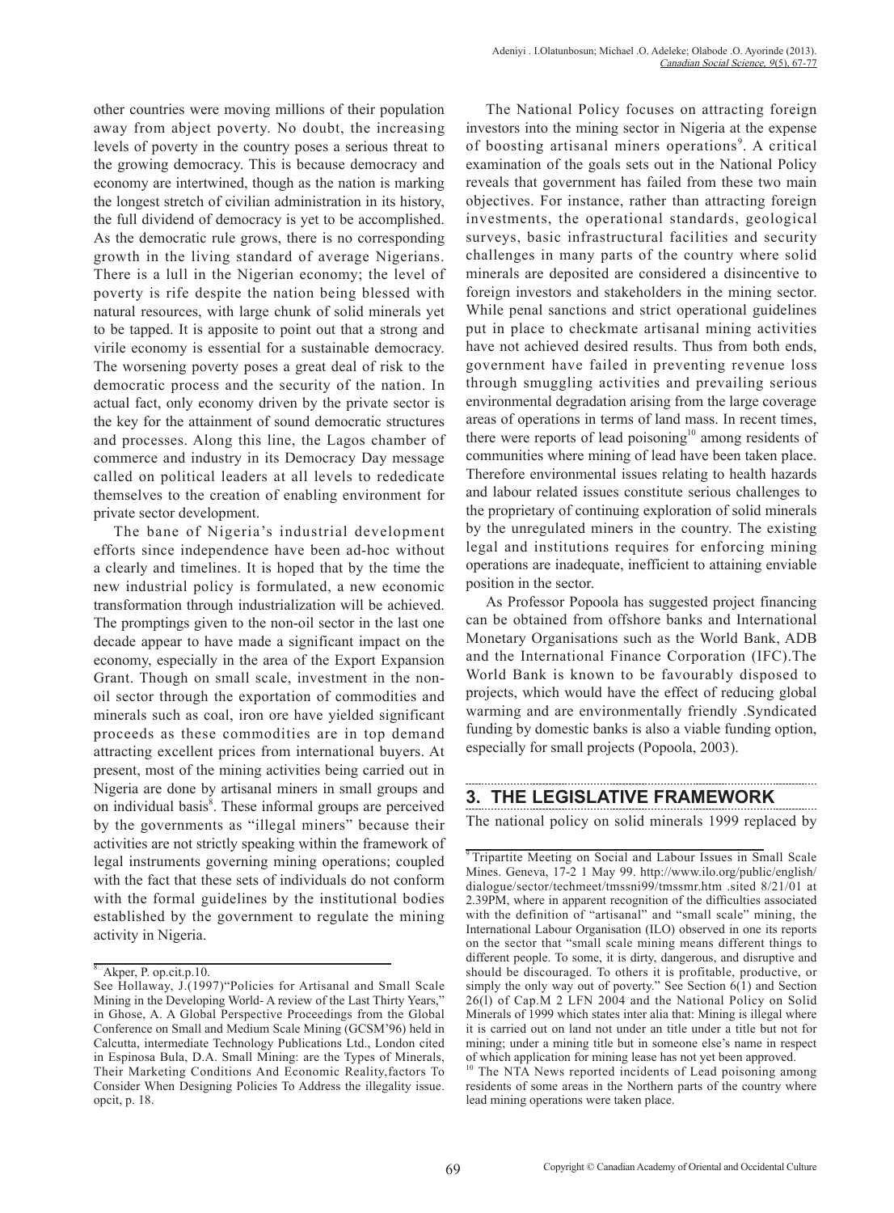other countries were moving millions of their population away from abject poverty. No doubt, the increasing levels of poverty in the country poses a serious threat to the growing democracy. This is because democracy and economy are intertwined, though as the nation is marking the longest stretch of civilian administration in its history, the full dividend of democracy is yet to be accomplished. As the democratic rule grows, there is no corresponding growth in the living standard of average Nigerians. There is a lull in the Nigerian economy; the level of poverty is rife despite the nation being blessed with natural resources, with large chunk of solid minerals yet to be tapped. It is apposite to point out that a strong and virile economy is essential for a sustainable democracy. The worsening poverty poses a great deal of risk to the democratic process and the security of the nation. In actual fact, only economy driven by the private sector is the key for the attainment of sound democratic structures and processes. Along this line, the Lagos chamber of commerce and industry in its Democracy Day message called on political leaders at all levels to rededicate themselves to the creation of enabling environment for private sector development.

The bane of Nigeria's industrial development efforts since independence have been ad-hoc without a clearly and timelines. It is hoped that by the time the new industrial policy is formulated, a new economic transformation through industrialization will be achieved. The promptings given to the non-oil sector in the last one decade appear to have made a significant impact on the economy, especially in the area of the Export Expansion Grant. Though on small scale, investment in the non-oil sector through the exportation of commodities and minerals such as coal, iron ore have yielded significant proceeds as these commodities are in top demand attracting excellent prices from international buyers. At present, most of the mining activities being carried out in Nigeria are done by artisanal miners in small groups and on individual basis[8]. These informal groups are perceived by the governments as "illegal miners" because their activities are not strictly speaking within the framework of legal instruments governing mining operations; coupled with the fact that these sets of individuals do not conform with the formal guidelines by the institutional bodies established by the government to regulate the mining activity in Nigeria.

The National Policy focuses on attracting foreign investors into the mining sector in Nigeria at the expense of boosting artisanal miners operations[9]. A critical examination of the goals sets out in the National Policy reveals that government has failed from these two main objectives. For instance, rather than attracting foreign investments, the operational standards, geological surveys, basic infrastructural facilities and security challenges in many parts of the country where solid minerals are deposited are considered a disincentive to foreign investors and stakeholders in the mining sector. While penal sanctions and strict operational guidelines put in place to checkmate artisanal mining activities have not achieved desired results. Thus from both ends, government have failed in preventing revenue loss through smuggling activities and prevailing serious environmental degradation arising from the large coverage areas of operations in terms of land mass. In recent times, there were reports of lead poisoning[10] among residents of communities where mining of lead have been taken place. Therefore environmental issues relating to health hazards and labour related issues constitute serious challenges to the proprietary of continuing exploration of solid minerals by the unregulated miners in the country. The existing legal and institutions requires for enforcing mining operations are inadequate, inefficient to attaining enviable position in the sector.

As Professor Popoola has suggested project financing can be obtained from offshore banks and International Monetary Organisations such as the World Bank, ADB and the International Finance Corporation (IFC).The World Bank is known to be favourably disposed to projects, which would have the effect of reducing global warming and are environmentally friendly .Syndicated funding by domestic banks is also a viable funding option, especially for small projects (Popoola, 2003).

## 3. THE LEGISLATIVE FRAMEWORK

The national policy on solid minerals 1999 replaced by

---

[8] Akper, P. op.cit.p.10.
See Hollaway, J.(1997)"Policies for Artisanal and Small Scale Mining in the Developing World- A review of the Last Thirty Years," in Ghose, A. A Global Perspective Proceedings from the Global Conference on Small and Medium Scale Mining (GCSM'96) held in Calcutta, intermediate Technology Publications Ltd., London cited in Espinosa Bula, D.A. Small Mining: are the Types of Minerals, Their Marketing Conditions And Economic Reality,factors To Consider When Designing Policies To Address the illegality issue. opcit, p. 18.

[9] Tripartite Meeting on Social and Labour Issues in Small Scale Mines. Geneva, 17-2 1 May 99. http://www.ilo.org/public/english/dialogue/sector/techmeet/tmssni99/tmssmr.htm .sited 8/21/01 at 2.39PM, where in apparent recognition of the difficulties associated with the definition of "artisanal" and "small scale" mining, the International Labour Organisation (ILO) observed in one its reports on the sector that "small scale mining means different things to different people. To some, it is dirty, dangerous, and disruptive and should be discouraged. To others it is profitable, productive, or simply the only way out of poverty." See Section 6(1) and Section 26(l) of Cap.M 2 LFN 2004 and the National Policy on Solid Minerals of 1999 which states inter alia that: Mining is illegal where it is carried out on land not under an title under a title but not for mining; under a mining title but in someone else's name in respect of which application for mining lease has not yet been approved.

[10] The NTA News reported incidents of Lead poisoning among residents of some areas in the Northern parts of the country where lead mining operations were taken place.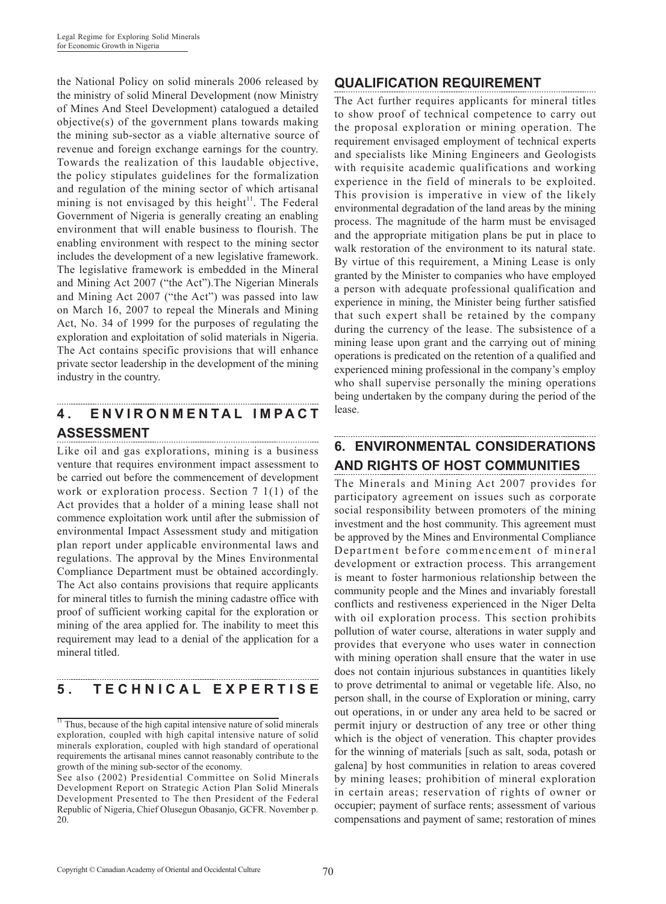the National Policy on solid minerals 2006 released by the ministry of solid Mineral Development (now Ministry of Mines And Steel Development) catalogued a detailed objective(s) of the government plans towards making the mining sub-sector as a viable alternative source of revenue and foreign exchange earnings for the country. Towards the realization of this laudable objective, the policy stipulates guidelines for the formalization and regulation of the mining sector of which artisanal mining is not envisaged by this height[11]. The Federal Government of Nigeria is generally creating an enabling environment that will enable business to flourish. The enabling environment with respect to the mining sector includes the development of a new legislative framework. The legislative framework is embedded in the Mineral and Mining Act 2007 ("the Act").The Nigerian Minerals and Mining Act 2007 ("the Act") was passed into law on March 16, 2007 to repeal the Minerals and Mining Act, No. 34 of 1999 for the purposes of regulating the exploration and exploitation of solid materials in Nigeria. The Act contains specific provisions that will enhance private sector leadership in the development of the mining industry in the country.

## 4. ENVIRONMENTAL IMPACT ASSESSMENT

Like oil and gas explorations, mining is a business venture that requires environment impact assessment to be carried out before the commencement of development work or exploration process. Section 7 1(1) of the Act provides that a holder of a mining lease shall not commence exploitation work until after the submission of environmental Impact Assessment study and mitigation plan report under applicable environmental laws and regulations. The approval by the Mines Environmental Compliance Department must be obtained accordingly. The Act also contains provisions that require applicants for mineral titles to furnish the mining cadastre office with proof of sufficient working capital for the exploration or mining of the area applied for. The inability to meet this requirement may lead to a denial of the application for a mineral titled.

## 5. TECHNICAL EXPERTISE

### QUALIFICATION REQUIREMENT

The Act further requires applicants for mineral titles to show proof of technical competence to carry out the proposal exploration or mining operation. The requirement envisaged employment of technical experts and specialists like Mining Engineers and Geologists with requisite academic qualifications and working experience in the field of minerals to be exploited. This provision is imperative in view of the likely environmental degradation of the land areas by the mining process. The magnitude of the harm must be envisaged and the appropriate mitigation plans be put in place to walk restoration of the environment to its natural state. By virtue of this requirement, a Mining Lease is only granted by the Minister to companies who have employed a person with adequate professional qualification and experience in mining, the Minister being further satisfied that such expert shall be retained by the company during the currency of the lease. The subsistence of a mining lease upon grant and the carrying out of mining operations is predicated on the retention of a qualified and experienced mining professional in the company's employ who shall supervise personally the mining operations being undertaken by the company during the period of the lease.

## 6. ENVIRONMENTAL CONSIDERATIONS AND RIGHTS OF HOST COMMUNITIES

The Minerals and Mining Act 2007 provides for participatory agreement on issues such as corporate social responsibility between promoters of the mining investment and the host community. This agreement must be approved by the Mines and Environmental Compliance Department before commencement of mineral development or extraction process. This arrangement is meant to foster harmonious relationship between the community people and the Mines and invariably forestall conflicts and restiveness experienced in the Niger Delta with oil exploration process. This section prohibits pollution of water course, alterations in water supply and provides that everyone who uses water in connection with mining operation shall ensure that the water in use does not contain injurious substances in quantities likely to prove detrimental to animal or vegetable life. Also, no person shall, in the course of Exploration or mining, carry out operations, in or under any area held to be sacred or permit injury or destruction of any tree or other thing which is the object of veneration. This chapter provides for the winning of materials [such as salt, soda, potash or galena] by host communities in relation to areas covered by mining leases; prohibition of mineral exploration in certain areas; reservation of rights of owner or occupier; payment of surface rents; assessment of various compensations and payment of same; restoration of mines

---

[11] Thus, because of the high capital intensive nature of solid minerals exploration, coupled with high capital intensive nature of solid minerals exploration, coupled with high standard of operational requirements the artisanal mines cannot reasonably contribute to the growth of the mining sub-sector of the economy.

See also (2002) Presidential Committee on Solid Minerals Development Report on Strategic Action Plan Solid Minerals Development Presented to The then President of the Federal Republic of Nigeria, Chief Olusegun Obasanjo, GCFR. November p. 20.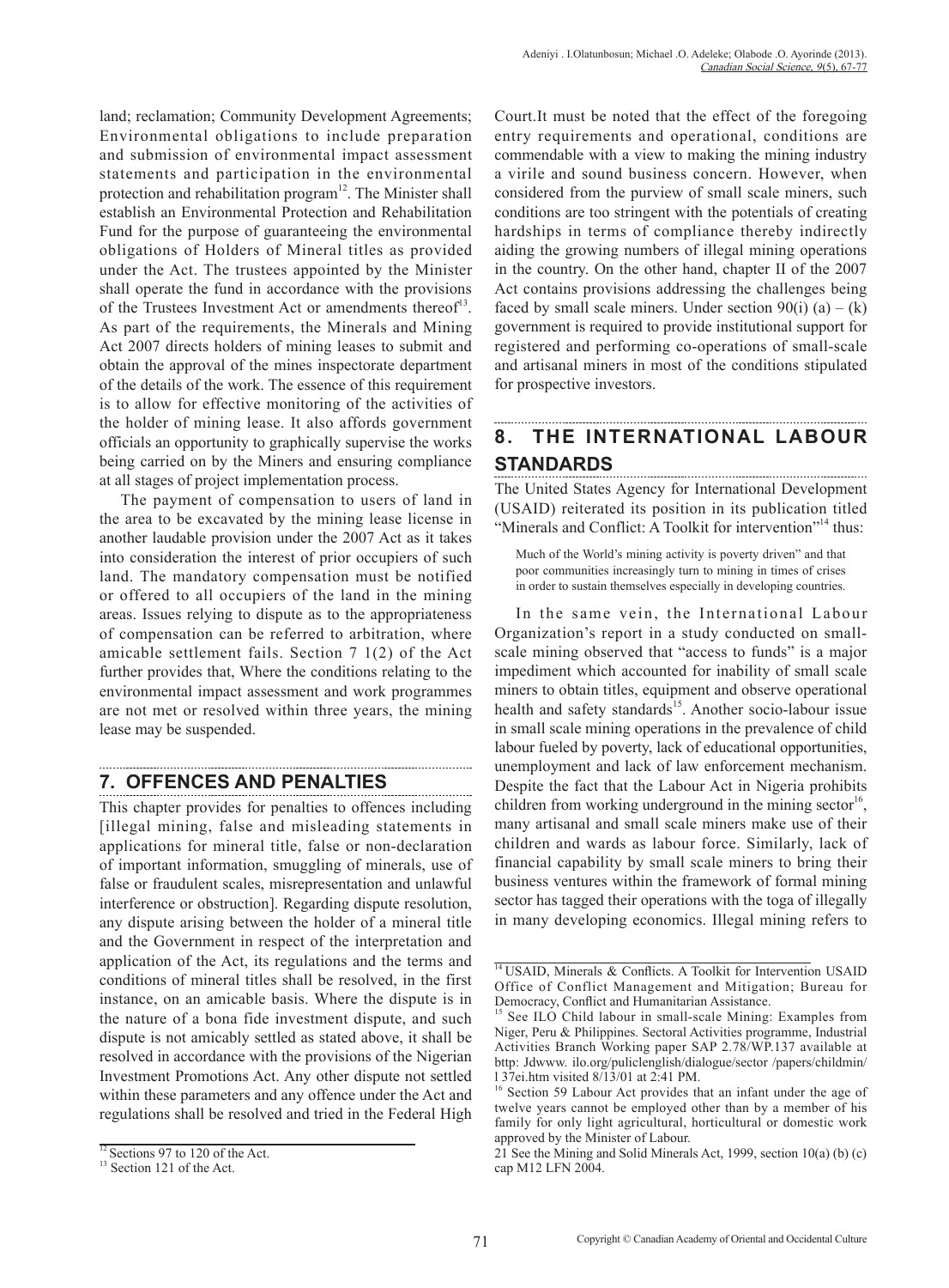land; reclamation; Community Development Agreements; Environmental obligations to include preparation and submission of environmental impact assessment statements and participation in the environmental protection and rehabilitation program[12]. The Minister shall establish an Environmental Protection and Rehabilitation Fund for the purpose of guaranteeing the environmental obligations of Holders of Mineral titles as provided under the Act. The trustees appointed by the Minister shall operate the fund in accordance with the provisions of the Trustees Investment Act or amendments thereof[13]. As part of the requirements, the Minerals and Mining Act 2007 directs holders of mining leases to submit and obtain the approval of the mines inspectorate department of the details of the work. The essence of this requirement is to allow for effective monitoring of the activities of the holder of mining lease. It also affords government officials an opportunity to graphically supervise the works being carried on by the Miners and ensuring compliance at all stages of project implementation process.

The payment of compensation to users of land in the area to be excavated by the mining lease license in another laudable provision under the 2007 Act as it takes into consideration the interest of prior occupiers of such land. The mandatory compensation must be notified or offered to all occupiers of the land in the mining areas. Issues relying to dispute as to the appropriateness of compensation can be referred to arbitration, where amicable settlement fails. Section 7 1(2) of the Act further provides that, Where the conditions relating to the environmental impact assessment and work programmes are not met or resolved within three years, the mining lease may be suspended.

## 7. OFFENCES AND PENALTIES

This chapter provides for penalties to offences including [illegal mining, false and misleading statements in applications for mineral title, false or non-declaration of important information, smuggling of minerals, use of false or fraudulent scales, misrepresentation and unlawful interference or obstruction]. Regarding dispute resolution, any dispute arising between the holder of a mineral title and the Government in respect of the interpretation and application of the Act, its regulations and the terms and conditions of mineral titles shall be resolved, in the first instance, on an amicable basis. Where the dispute is in the nature of a bona fide investment dispute, and such dispute is not amicably settled as stated above, it shall be resolved in accordance with the provisions of the Nigerian Investment Promotions Act. Any other dispute not settled within these parameters and any offence under the Act and regulations shall be resolved and tried in the Federal High Court.It must be noted that the effect of the foregoing entry requirements and operational, conditions are commendable with a view to making the mining industry a virile and sound business concern. However, when considered from the purview of small scale miners, such conditions are too stringent with the potentials of creating hardships in terms of compliance thereby indirectly aiding the growing numbers of illegal mining operations in the country. On the other hand, chapter II of the 2007 Act contains provisions addressing the challenges being faced by small scale miners. Under section 90(i) (a) – (k) government is required to provide institutional support for registered and performing co-operations of small-scale and artisanal miners in most of the conditions stipulated for prospective investors.

## 8. THE INTERNATIONAL LABOUR STANDARDS

The United States Agency for International Development (USAID) reiterated its position in its publication titled "Minerals and Conflict: A Toolkit for intervention"[14] thus:

> Much of the World's mining activity is poverty driven" and that poor communities increasingly turn to mining in times of crises in order to sustain themselves especially in developing countries.

In the same vein, the International Labour Organization's report in a study conducted on small-scale mining observed that "access to funds" is a major impediment which accounted for inability of small scale miners to obtain titles, equipment and observe operational health and safety standards[15]. Another socio-labour issue in small scale mining operations in the prevalence of child labour fueled by poverty, lack of educational opportunities, unemployment and lack of law enforcement mechanism. Despite the fact that the Labour Act in Nigeria prohibits children from working underground in the mining sector[16], many artisanal and small scale miners make use of their children and wards as labour force. Similarly, lack of financial capability by small scale miners to bring their business ventures within the framework of formal mining sector has tagged their operations with the toga of illegally in many developing economics. Illegal mining refers to

---

[12] Sections 97 to 120 of the Act.

[13] Section 121 of the Act.

[14] USAID, Minerals & Conflicts. A Toolkit for Intervention USAID Office of Conflict Management and Mitigation; Bureau for Democracy, Conflict and Humanitarian Assistance.

[15] See ILO Child labour in small-scale Mining: Examples from Niger, Peru & Philippines. Sectoral Activities programme, Industrial Activities Branch Working paper SAP 2.78/WP.137 available at bttp: Jdwww. ilo.org/puliclenglish/dialogue/sector /papers/childmin/l 37ei.htm visited 8/13/01 at 2:41 PM.

[16] Section 59 Labour Act provides that an infant under the age of twelve years cannot be employed other than by a member of his family for only light agricultural, horticultural or domestic work approved by the Minister of Labour.

21 See the Mining and Solid Minerals Act, 1999, section 10(a) (b) (c) cap M12 LFN 2004.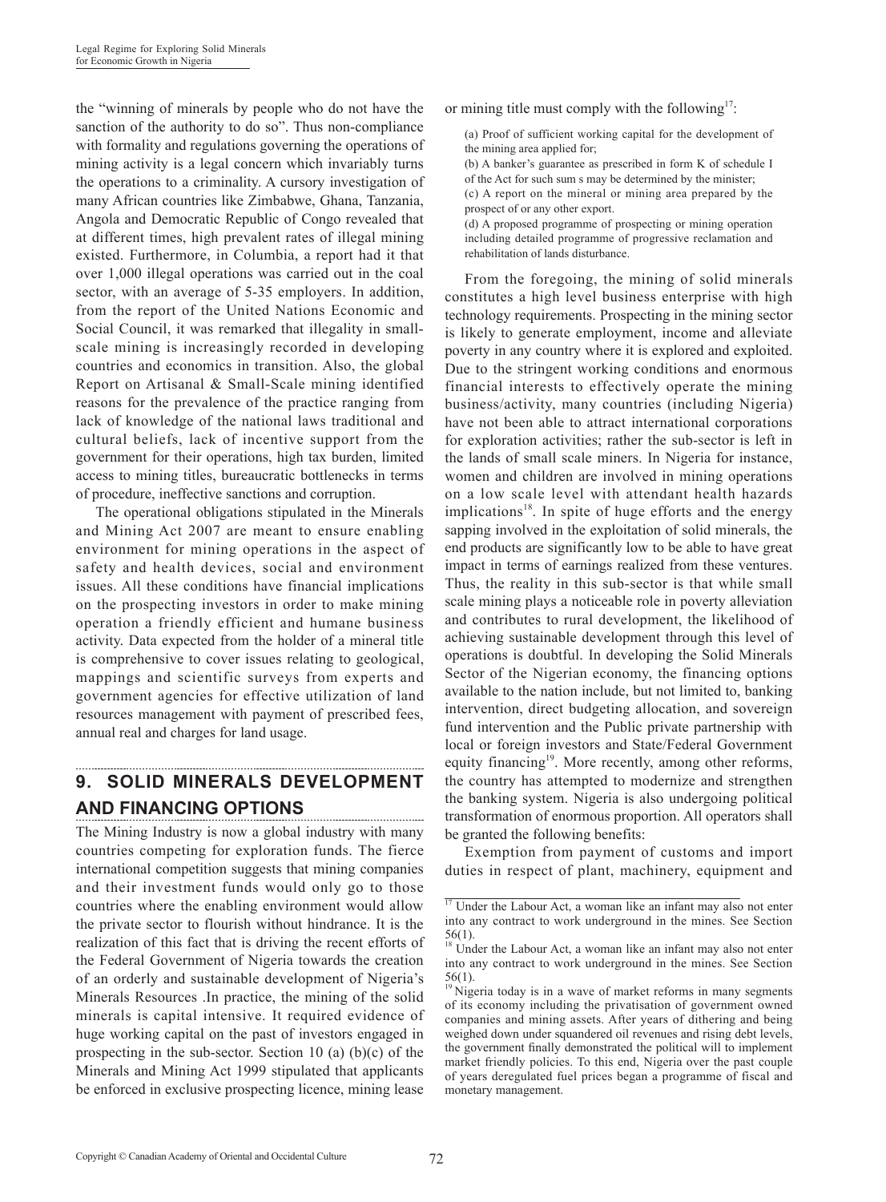the "winning of minerals by people who do not have the sanction of the authority to do so". Thus non-compliance with formality and regulations governing the operations of mining activity is a legal concern which invariably turns the operations to a criminality. A cursory investigation of many African countries like Zimbabwe, Ghana, Tanzania, Angola and Democratic Republic of Congo revealed that at different times, high prevalent rates of illegal mining existed. Furthermore, in Columbia, a report had it that over 1,000 illegal operations was carried out in the coal sector, with an average of 5-35 employers. In addition, from the report of the United Nations Economic and Social Council, it was remarked that illegality in small-scale mining is increasingly recorded in developing countries and economics in transition. Also, the global Report on Artisanal & Small-Scale mining identified reasons for the prevalence of the practice ranging from lack of knowledge of the national laws traditional and cultural beliefs, lack of incentive support from the government for their operations, high tax burden, limited access to mining titles, bureaucratic bottlenecks in terms of procedure, ineffective sanctions and corruption.

The operational obligations stipulated in the Minerals and Mining Act 2007 are meant to ensure enabling environment for mining operations in the aspect of safety and health devices, social and environment issues. All these conditions have financial implications on the prospecting investors in order to make mining operation a friendly efficient and humane business activity. Data expected from the holder of a mineral title is comprehensive to cover issues relating to geological, mappings and scientific surveys from experts and government agencies for effective utilization of land resources management with payment of prescribed fees, annual real and charges for land usage.

## 9. SOLID MINERALS DEVELOPMENT AND FINANCING OPTIONS

The Mining Industry is now a global industry with many countries competing for exploration funds. The fierce international competition suggests that mining companies and their investment funds would only go to those countries where the enabling environment would allow the private sector to flourish without hindrance. It is the realization of this fact that is driving the recent efforts of the Federal Government of Nigeria towards the creation of an orderly and sustainable development of Nigeria's Minerals Resources .In practice, the mining of the solid minerals is capital intensive. It required evidence of huge working capital on the past of investors engaged in prospecting in the sub-sector. Section 10 (a) (b)(c) of the Minerals and Mining Act 1999 stipulated that applicants be enforced in exclusive prospecting licence, mining lease or mining title must comply with the following[17]:

(a) Proof of sufficient working capital for the development of the mining area applied for;
(b) A banker's guarantee as prescribed in form K of schedule I of the Act for such sum s may be determined by the minister;
(c) A report on the mineral or mining area prepared by the prospect of or any other export.
(d) A proposed programme of prospecting or mining operation including detailed programme of progressive reclamation and rehabilitation of lands disturbance.

From the foregoing, the mining of solid minerals constitutes a high level business enterprise with high technology requirements. Prospecting in the mining sector is likely to generate employment, income and alleviate poverty in any country where it is explored and exploited. Due to the stringent working conditions and enormous financial interests to effectively operate the mining business/activity, many countries (including Nigeria) have not been able to attract international corporations for exploration activities; rather the sub-sector is left in the lands of small scale miners. In Nigeria for instance, women and children are involved in mining operations on a low scale level with attendant health hazards implications[18]. In spite of huge efforts and the energy sapping involved in the exploitation of solid minerals, the end products are significantly low to be able to have great impact in terms of earnings realized from these ventures. Thus, the reality in this sub-sector is that while small scale mining plays a noticeable role in poverty alleviation and contributes to rural development, the likelihood of achieving sustainable development through this level of operations is doubtful. In developing the Solid Minerals Sector of the Nigerian economy, the financing options available to the nation include, but not limited to, banking intervention, direct budgeting allocation, and sovereign fund intervention and the Public private partnership with local or foreign investors and State/Federal Government equity financing[19]. More recently, among other reforms, the country has attempted to modernize and strengthen the banking system. Nigeria is also undergoing political transformation of enormous proportion. All operators shall be granted the following benefits:

Exemption from payment of customs and import duties in respect of plant, machinery, equipment and

---

[17] Under the Labour Act, a woman like an infant may also not enter into any contract to work underground in the mines. See Section 56(1).

[18] Under the Labour Act, a woman like an infant may also not enter into any contract to work underground in the mines. See Section 56(1).

[19] Nigeria today is in a wave of market reforms in many segments of its economy including the privatisation of government owned companies and mining assets. After years of dithering and being weighed down under squandered oil revenues and rising debt levels, the government finally demonstrated the political will to implement market friendly policies. To this end, Nigeria over the past couple of years deregulated fuel prices began a programme of fiscal and monetary management.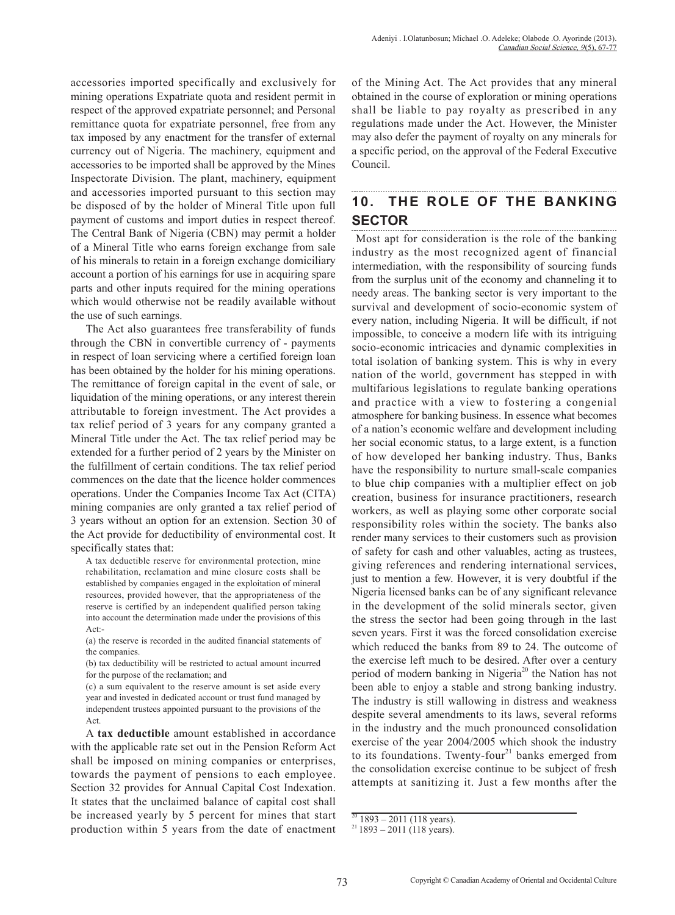accessories imported specifically and exclusively for mining operations Expatriate quota and resident permit in respect of the approved expatriate personnel; and Personal remittance quota for expatriate personnel, free from any tax imposed by any enactment for the transfer of external currency out of Nigeria. The machinery, equipment and accessories to be imported shall be approved by the Mines Inspectorate Division. The plant, machinery, equipment and accessories imported pursuant to this section may be disposed of by the holder of Mineral Title upon full payment of customs and import duties in respect thereof. The Central Bank of Nigeria (CBN) may permit a holder of a Mineral Title who earns foreign exchange from sale of his minerals to retain in a foreign exchange domiciliary account a portion of his earnings for use in acquiring spare parts and other inputs required for the mining operations which would otherwise not be readily available without the use of such earnings.

The Act also guarantees free transferability of funds through the CBN in convertible currency of - payments in respect of loan servicing where a certified foreign loan has been obtained by the holder for his mining operations. The remittance of foreign capital in the event of sale, or liquidation of the mining operations, or any interest therein attributable to foreign investment. The Act provides a tax relief period of 3 years for any company granted a Mineral Title under the Act. The tax relief period may be extended for a further period of 2 years by the Minister on the fulfillment of certain conditions. The tax relief period commences on the date that the licence holder commences operations. Under the Companies Income Tax Act (CITA) mining companies are only granted a tax relief period of 3 years without an option for an extension. Section 30 of the Act provide for deductibility of environmental cost. It specifically states that:

> A tax deductible reserve for environmental protection, mine rehabilitation, reclamation and mine closure costs shall be established by companies engaged in the exploitation of mineral resources, provided however, that the appropriateness of the reserve is certified by an independent qualified person taking into account the determination made under the provisions of this Act:-
>
> (a) the reserve is recorded in the audited financial statements of the companies.
>
> (b) tax deductibility will be restricted to actual amount incurred for the purpose of the reclamation; and
>
> (c) a sum equivalent to the reserve amount is set aside every year and invested in dedicated account or trust fund managed by independent trustees appointed pursuant to the provisions of the Act.

A **tax deductible** amount established in accordance with the applicable rate set out in the Pension Reform Act shall be imposed on mining companies or enterprises, towards the payment of pensions to each employee. Section 32 provides for Annual Capital Cost Indexation. It states that the unclaimed balance of capital cost shall be increased yearly by 5 percent for mines that start production within 5 years from the date of enactment of the Mining Act. The Act provides that any mineral obtained in the course of exploration or mining operations shall be liable to pay royalty as prescribed in any regulations made under the Act. However, the Minister may also defer the payment of royalty on any minerals for a specific period, on the approval of the Federal Executive Council.

## 10. THE ROLE OF THE BANKING SECTOR

Most apt for consideration is the role of the banking industry as the most recognized agent of financial intermediation, with the responsibility of sourcing funds from the surplus unit of the economy and channeling it to needy areas. The banking sector is very important to the survival and development of socio-economic system of every nation, including Nigeria. It will be difficult, if not impossible, to conceive a modern life with its intriguing socio-economic intricacies and dynamic complexities in total isolation of banking system. This is why in every nation of the world, government has stepped in with multifarious legislations to regulate banking operations and practice with a view to fostering a congenial atmosphere for banking business. In essence what becomes of a nation's economic welfare and development including her social economic status, to a large extent, is a function of how developed her banking industry. Thus, Banks have the responsibility to nurture small-scale companies to blue chip companies with a multiplier effect on job creation, business for insurance practitioners, research workers, as well as playing some other corporate social responsibility roles within the society. The banks also render many services to their customers such as provision of safety for cash and other valuables, acting as trustees, giving references and rendering international services, just to mention a few. However, it is very doubtful if the Nigeria licensed banks can be of any significant relevance in the development of the solid minerals sector, given the stress the sector had been going through in the last seven years. First it was the forced consolidation exercise which reduced the banks from 89 to 24. The outcome of the exercise left much to be desired. After over a century period of modern banking in Nigeria[20] the Nation has not been able to enjoy a stable and strong banking industry. The industry is still wallowing in distress and weakness despite several amendments to its laws, several reforms in the industry and the much pronounced consolidation exercise of the year 2004/2005 which shook the industry to its foundations. Twenty-four[21] banks emerged from the consolidation exercise continue to be subject of fresh attempts at sanitizing it. Just a few months after the

[20] 1893 – 2011 (118 years).

[21] 1893 – 2011 (118 years).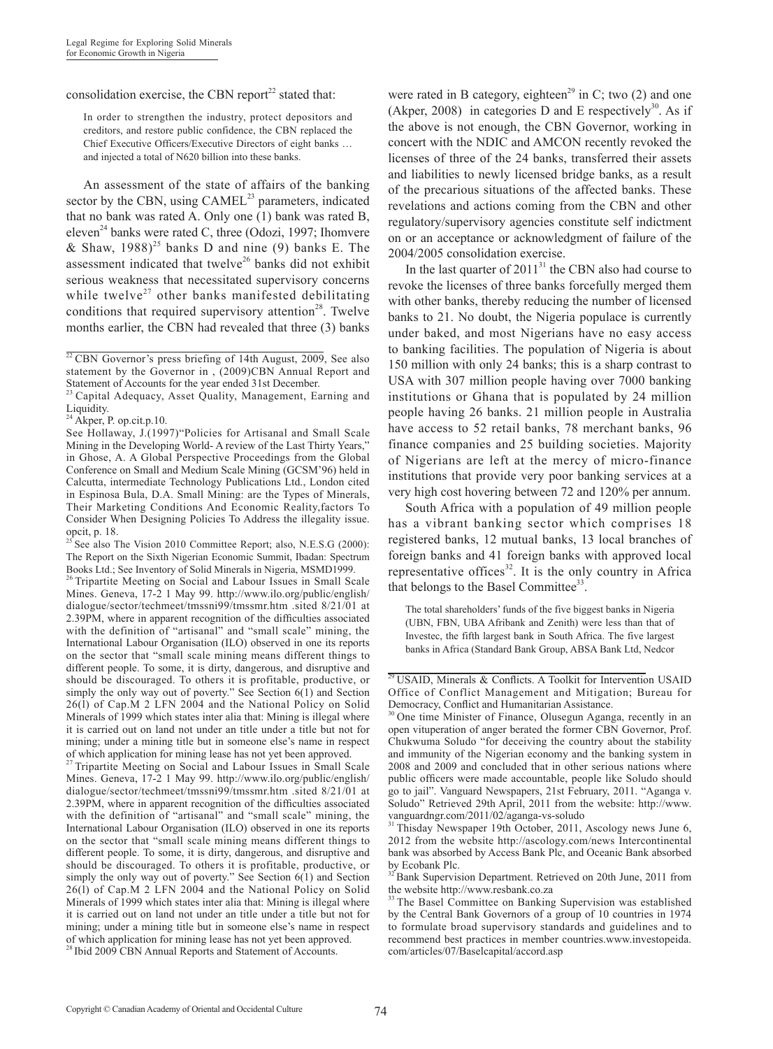consolidation exercise, the CBN report[22] stated that:

> In order to strengthen the industry, protect depositors and creditors, and restore public confidence, the CBN replaced the Chief Executive Officers/Executive Directors of eight banks … and injected a total of N620 billion into these banks.

An assessment of the state of affairs of the banking sector by the CBN, using CAMEL[23] parameters, indicated that no bank was rated A. Only one (1) bank was rated B, eleven[24] banks were rated C, three (Odozi, 1997; Ihomvere & Shaw, 1988)[25] banks D and nine (9) banks E. The assessment indicated that twelve[26] banks did not exhibit serious weakness that necessitated supervisory concerns while twelve[27] other banks manifested debilitating conditions that required supervisory attention[28]. Twelve months earlier, the CBN had revealed that three (3) banks were rated in B category, eighteen[29] in C; two (2) and one (Akper, 2008) in categories D and E respectively[30]. As if the above is not enough, the CBN Governor, working in concert with the NDIC and AMCON recently revoked the licenses of three of the 24 banks, transferred their assets and liabilities to newly licensed bridge banks, as a result of the precarious situations of the affected banks. These revelations and actions coming from the CBN and other regulatory/supervisory agencies constitute self indictment on or an acceptance or acknowledgment of failure of the 2004/2005 consolidation exercise.

In the last quarter of 2011[31] the CBN also had course to revoke the licenses of three banks forcefully merged them with other banks, thereby reducing the number of licensed banks to 21. No doubt, the Nigeria populace is currently under baked, and most Nigerians have no easy access to banking facilities. The population of Nigeria is about 150 million with only 24 banks; this is a sharp contrast to USA with 307 million people having over 7000 banking institutions or Ghana that is populated by 24 million people having 26 banks. 21 million people in Australia have access to 52 retail banks, 78 merchant banks, 96 finance companies and 25 building societies. Majority of Nigerians are left at the mercy of micro-finance institutions that provide very poor banking services at a very high cost hovering between 72 and 120% per annum.

South Africa with a population of 49 million people has a vibrant banking sector which comprises 18 registered banks, 12 mutual banks, 13 local branches of foreign banks and 41 foreign banks with approved local representative offices[32]. It is the only country in Africa that belongs to the Basel Committee[33].

> The total shareholders' funds of the five biggest banks in Nigeria (UBN, FBN, UBA Afribank and Zenith) were less than that of Investec, the fifth largest bank in South Africa. The five largest banks in Africa (Standard Bank Group, ABSA Bank Ltd, Nedcor

---

[22] CBN Governor's press briefing of 14th August, 2009, See also statement by the Governor in , (2009)CBN Annual Report and Statement of Accounts for the year ended 31st December.

[23] Capital Adequacy, Asset Quality, Management, Earning and Liquidity.

[24] Akper, P. op.cit.p.10.

See Hollaway, J.(1997)"Policies for Artisanal and Small Scale Mining in the Developing World- A review of the Last Thirty Years," in Ghose, A. A Global Perspective Proceedings from the Global Conference on Small and Medium Scale Mining (GCSM'96) held in Calcutta, intermediate Technology Publications Ltd., London cited in Espinosa Bula, D.A. Small Mining: are the Types of Minerals, Their Marketing Conditions And Economic Reality,factors To Consider When Designing Policies To Address the illegality issue. opcit, p. 18.

[25] See also The Vision 2010 Committee Report; also, N.E.S.G (2000): The Report on the Sixth Nigerian Economic Summit, Ibadan: Spectrum Books Ltd.; See Inventory of Solid Minerals in Nigeria, MSMD1999.

[26] Tripartite Meeting on Social and Labour Issues in Small Scale Mines. Geneva, 17-2 1 May 99. http://www.ilo.org/public/english/dialogue/sector/techmeet/tmssni99/tmssmr.htm .sited 8/21/01 at 2.39PM, where in apparent recognition of the difficulties associated with the definition of "artisanal" and "small scale" mining, the International Labour Organisation (ILO) observed in one its reports on the sector that "small scale mining means different things to different people. To some, it is dirty, dangerous, and disruptive and should be discouraged. To others it is profitable, productive, or simply the only way out of poverty." See Section 6(1) and Section 26(l) of Cap.M 2 LFN 2004 and the National Policy on Solid Minerals of 1999 which states inter alia that: Mining is illegal where it is carried out on land not under an title under a title but not for mining; under a mining title but in someone else's name in respect of which application for mining lease has not yet been approved.

[27] Tripartite Meeting on Social and Labour Issues in Small Scale Mines. Geneva, 17-2 1 May 99. http://www.ilo.org/public/english/dialogue/sector/techmeet/tmssni99/tmssmr.htm .sited 8/21/01 at 2.39PM, where in apparent recognition of the difficulties associated with the definition of "artisanal" and "small scale" mining, the International Labour Organisation (ILO) observed in one its reports on the sector that "small scale mining means different things to different people. To some, it is dirty, dangerous, and disruptive and should be discouraged. To others it is profitable, productive, or simply the only way out of poverty." See Section 6(1) and Section 26(l) of Cap.M 2 LFN 2004 and the National Policy on Solid Minerals of 1999 which states inter alia that: Mining is illegal where it is carried out on land not under an title under a title but not for mining; under a mining title but in someone else's name in respect of which application for mining lease has not yet been approved.

[28] Ibid 2009 CBN Annual Reports and Statement of Accounts.

[29] USAID, Minerals & Conflicts. A Toolkit for Intervention USAID Office of Conflict Management and Mitigation; Bureau for Democracy, Conflict and Humanitarian Assistance.

[30] One time Minister of Finance, Olusegun Aganga, recently in an open vituperation of anger berated the former CBN Governor, Prof. Chukwuma Soludo "for deceiving the country about the stability and immunity of the Nigerian economy and the banking system in 2008 and 2009 and concluded that in other serious nations where public officers were made accountable, people like Soludo should go to jail". Vanguard Newspapers, 21st February, 2011. "Aganga v. Soludo" Retrieved 29th April, 2011 from the website: http://www.vanguardngr.com/2011/02/aganga-vs-soludo

[31] Thisday Newspaper 19th October, 2011, Ascology news June 6, 2012 from the website http://ascology.com/news Intercontinental bank was absorbed by Access Bank Plc, and Oceanic Bank absorbed by Ecobank Plc.

[32] Bank Supervision Department. Retrieved on 20th June, 2011 from the website http://www.resbank.co.za

[33] The Basel Committee on Banking Supervision was established by the Central Bank Governors of a group of 10 countries in 1974 to formulate broad supervisory standards and guidelines and to recommend best practices in member countries.www.investopeida.com/articles/07/Baselcapital/accord.asp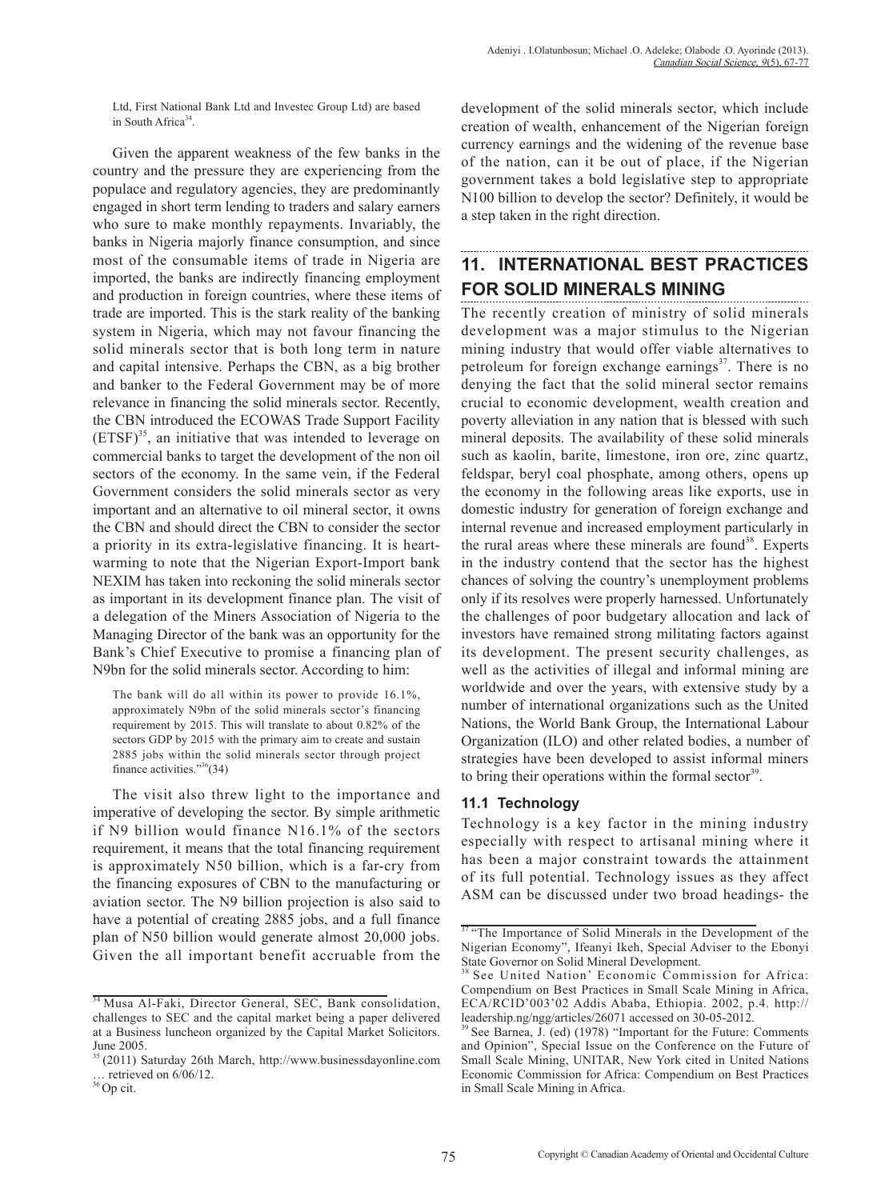Ltd, First National Bank Ltd and Investec Group Ltd) are based in South Africa[34].

Given the apparent weakness of the few banks in the country and the pressure they are experiencing from the populace and regulatory agencies, they are predominantly engaged in short term lending to traders and salary earners who sure to make monthly repayments. Invariably, the banks in Nigeria majorly finance consumption, and since most of the consumable items of trade in Nigeria are imported, the banks are indirectly financing employment and production in foreign countries, where these items of trade are imported. This is the stark reality of the banking system in Nigeria, which may not favour financing the solid minerals sector that is both long term in nature and capital intensive. Perhaps the CBN, as a big brother and banker to the Federal Government may be of more relevance in financing the solid minerals sector. Recently, the CBN introduced the ECOWAS Trade Support Facility (ETSF)[35], an initiative that was intended to leverage on commercial banks to target the development of the non oil sectors of the economy. In the same vein, if the Federal Government considers the solid minerals sector as very important and an alternative to oil mineral sector, it owns the CBN and should direct the CBN to consider the sector a priority in its extra-legislative financing. It is heart-warming to note that the Nigerian Export-Import bank NEXIM has taken into reckoning the solid minerals sector as important in its development finance plan. The visit of a delegation of the Miners Association of Nigeria to the Managing Director of the bank was an opportunity for the Bank's Chief Executive to promise a financing plan of N9bn for the solid minerals sector. According to him:

> The bank will do all within its power to provide 16.1%, approximately N9bn of the solid minerals sector's financing requirement by 2015. This will translate to about 0.82% of the sectors GDP by 2015 with the primary aim to create and sustain 2885 jobs within the solid minerals sector through project finance activities."[36](34)

The visit also threw light to the importance and imperative of developing the sector. By simple arithmetic if N9 billion would finance N16.1% of the sectors requirement, it means that the total financing requirement is approximately N50 billion, which is a far-cry from the financing exposures of CBN to the manufacturing or aviation sector. The N9 billion projection is also said to have a potential of creating 2885 jobs, and a full finance plan of N50 billion would generate almost 20,000 jobs. Given the all important benefit accruable from the development of the solid minerals sector, which include creation of wealth, enhancement of the Nigerian foreign currency earnings and the widening of the revenue base of the nation, can it be out of place, if the Nigerian government takes a bold legislative step to appropriate N100 billion to develop the sector? Definitely, it would be a step taken in the right direction.

## 11. INTERNATIONAL BEST PRACTICES FOR SOLID MINERALS MINING

The recently creation of ministry of solid minerals development was a major stimulus to the Nigerian mining industry that would offer viable alternatives to petroleum for foreign exchange earnings[37]. There is no denying the fact that the solid mineral sector remains crucial to economic development, wealth creation and poverty alleviation in any nation that is blessed with such mineral deposits. The availability of these solid minerals such as kaolin, barite, limestone, iron ore, zinc quartz, feldspar, beryl coal phosphate, among others, opens up the economy in the following areas like exports, use in domestic industry for generation of foreign exchange and internal revenue and increased employment particularly in the rural areas where these minerals are found[38]. Experts in the industry contend that the sector has the highest chances of solving the country's unemployment problems only if its resolves were properly harnessed. Unfortunately the challenges of poor budgetary allocation and lack of investors have remained strong militating factors against its development. The present security challenges, as well as the activities of illegal and informal mining are worldwide and over the years, with extensive study by a number of international organizations such as the United Nations, the World Bank Group, the International Labour Organization (ILO) and other related bodies, a number of strategies have been developed to assist informal miners to bring their operations within the formal sector[39].

### 11.1 Technology

Technology is a key factor in the mining industry especially with respect to artisanal mining where it has been a major constraint towards the attainment of its full potential. Technology issues as they affect ASM can be discussed under two broad headings- the

---

[34] Musa Al-Faki, Director General, SEC, Bank consolidation, challenges to SEC and the capital market being a paper delivered at a Business luncheon organized by the Capital Market Solicitors. June 2005.

[35] (2011) Saturday 26th March, http://www.businessdayonline.com … retrieved on 6/06/12.

[36] Op cit.

[37] "The Importance of Solid Minerals in the Development of the Nigerian Economy", Ifeanyi Ikeh, Special Adviser to the Ebonyi State Governor on Solid Mineral Development.

[38] See United Nation' Economic Commission for Africa: Compendium on Best Practices in Small Scale Mining in Africa, ECA/RCID'003'02 Addis Ababa, Ethiopia. 2002, p.4. http://leadership.ng/ngg/articles/26071 accessed on 30-05-2012.

[39] See Barnea, J. (ed) (1978) "Important for the Future: Comments and Opinion", Special Issue on the Conference on the Future of Small Scale Mining, UNITAR, New York cited in United Nations Economic Commission for Africa: Compendium on Best Practices in Small Scale Mining in Africa.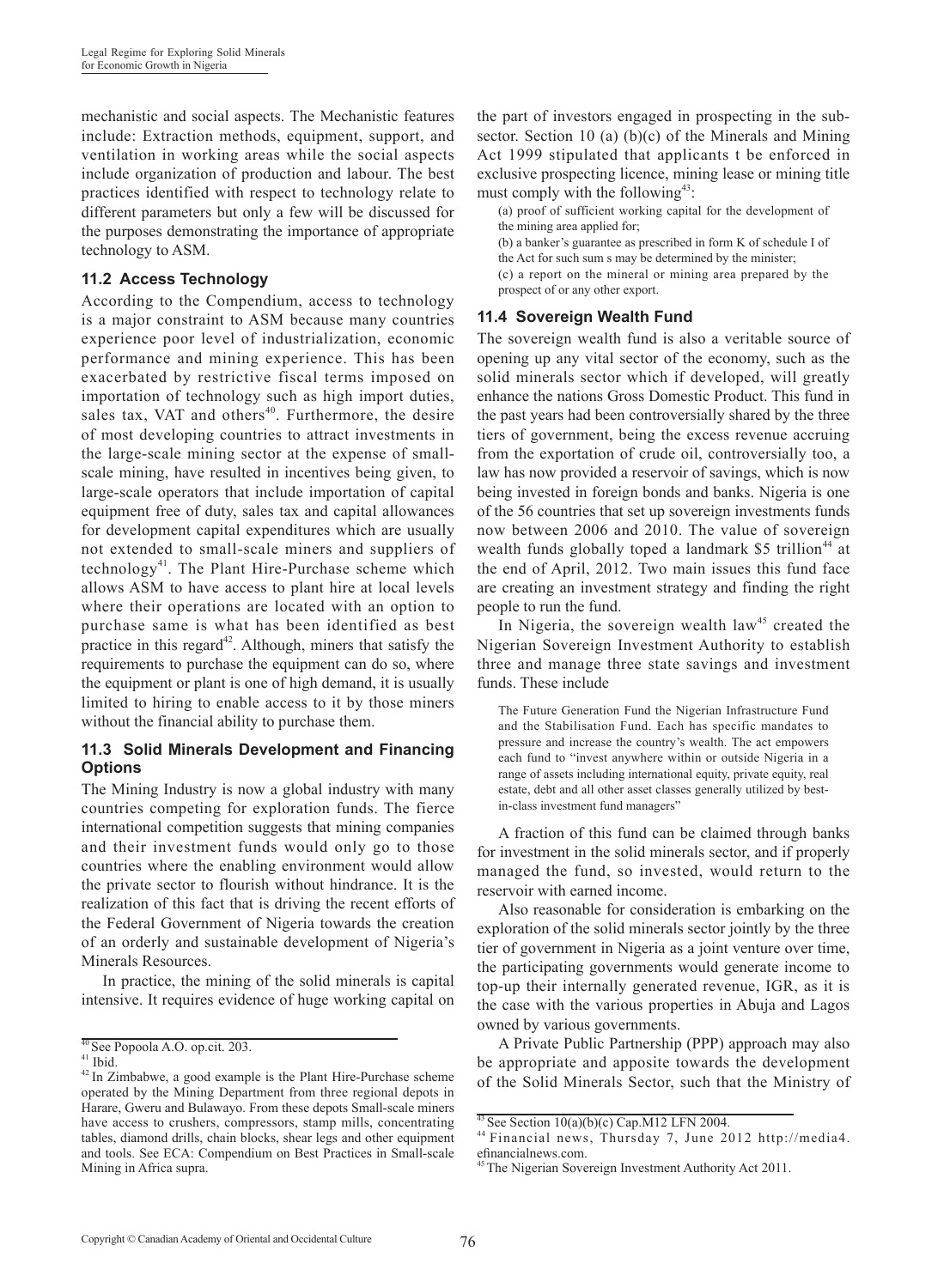mechanistic and social aspects. The Mechanistic features include: Extraction methods, equipment, support, and ventilation in working areas while the social aspects include organization of production and labour. The best practices identified with respect to technology relate to different parameters but only a few will be discussed for the purposes demonstrating the importance of appropriate technology to ASM.

### 11.2 Access Technology

According to the Compendium, access to technology is a major constraint to ASM because many countries experience poor level of industrialization, economic performance and mining experience. This has been exacerbated by restrictive fiscal terms imposed on importation of technology such as high import duties, sales tax, VAT and others[40]. Furthermore, the desire of most developing countries to attract investments in the large-scale mining sector at the expense of small-scale mining, have resulted in incentives being given, to large-scale operators that include importation of capital equipment free of duty, sales tax and capital allowances for development capital expenditures which are usually not extended to small-scale miners and suppliers of technology[41]. The Plant Hire-Purchase scheme which allows ASM to have access to plant hire at local levels where their operations are located with an option to purchase same is what has been identified as best practice in this regard[42]. Although, miners that satisfy the requirements to purchase the equipment can do so, where the equipment or plant is one of high demand, it is usually limited to hiring to enable access to it by those miners without the financial ability to purchase them.

### 11.3 Solid Minerals Development and Financing Options

The Mining Industry is now a global industry with many countries competing for exploration funds. The fierce international competition suggests that mining companies and their investment funds would only go to those countries where the enabling environment would allow the private sector to flourish without hindrance. It is the realization of this fact that is driving the recent efforts of the Federal Government of Nigeria towards the creation of an orderly and sustainable development of Nigeria's Minerals Resources.

In practice, the mining of the solid minerals is capital intensive. It requires evidence of huge working capital on the part of investors engaged in prospecting in the sub-sector. Section 10 (a) (b)(c) of the Minerals and Mining Act 1999 stipulated that applicants t be enforced in exclusive prospecting licence, mining lease or mining title must comply with the following[43]:

> (a) proof of sufficient working capital for the development of the mining area applied for;
> (b) a banker's guarantee as prescribed in form K of schedule I of the Act for such sum s may be determined by the minister;
> (c) a report on the mineral or mining area prepared by the prospect of or any other export.

### 11.4 Sovereign Wealth Fund

The sovereign wealth fund is also a veritable source of opening up any vital sector of the economy, such as the solid minerals sector which if developed, will greatly enhance the nations Gross Domestic Product. This fund in the past years had been controversially shared by the three tiers of government, being the excess revenue accruing from the exportation of crude oil, controversially too, a law has now provided a reservoir of savings, which is now being invested in foreign bonds and banks. Nigeria is one of the 56 countries that set up sovereign investments funds now between 2006 and 2010. The value of sovereign wealth funds globally toped a landmark $5 trillion[44] at the end of April, 2012. Two main issues this fund face are creating an investment strategy and finding the right people to run the fund.

In Nigeria, the sovereign wealth law[45] created the Nigerian Sovereign Investment Authority to establish three and manage three state savings and investment funds. These include

> The Future Generation Fund the Nigerian Infrastructure Fund and the Stabilisation Fund. Each has specific mandates to pressure and increase the country's wealth. The act empowers each fund to "invest anywhere within or outside Nigeria in a range of assets including international equity, private equity, real estate, debt and all other asset classes generally utilized by best-in-class investment fund managers"

A fraction of this fund can be claimed through banks for investment in the solid minerals sector, and if properly managed the fund, so invested, would return to the reservoir with earned income.

Also reasonable for consideration is embarking on the exploration of the solid minerals sector jointly by the three tier of government in Nigeria as a joint venture over time, the participating governments would generate income to top-up their internally generated revenue, IGR, as it is the case with the various properties in Abuja and Lagos owned by various governments.

A Private Public Partnership (PPP) approach may also be appropriate and apposite towards the development of the Solid Minerals Sector, such that the Ministry of

---

[40] See Popoola A.O. op.cit. 203.

[41] Ibid.

[42] In Zimbabwe, a good example is the Plant Hire-Purchase scheme operated by the Mining Department from three regional depots in Harare, Gweru and Bulawayo. From these depots Small-scale miners have access to crushers, compressors, stamp mills, concentrating tables, diamond drills, chain blocks, shear legs and other equipment and tools. See ECA: Compendium on Best Practices in Small-scale Mining in Africa supra.

[43] See Section 10(a)(b)(c) Cap.M12 LFN 2004.

[44] Financial news, Thursday 7, June 2012 http://media4.efinancialnews.com.

[45] The Nigerian Sovereign Investment Authority Act 2011.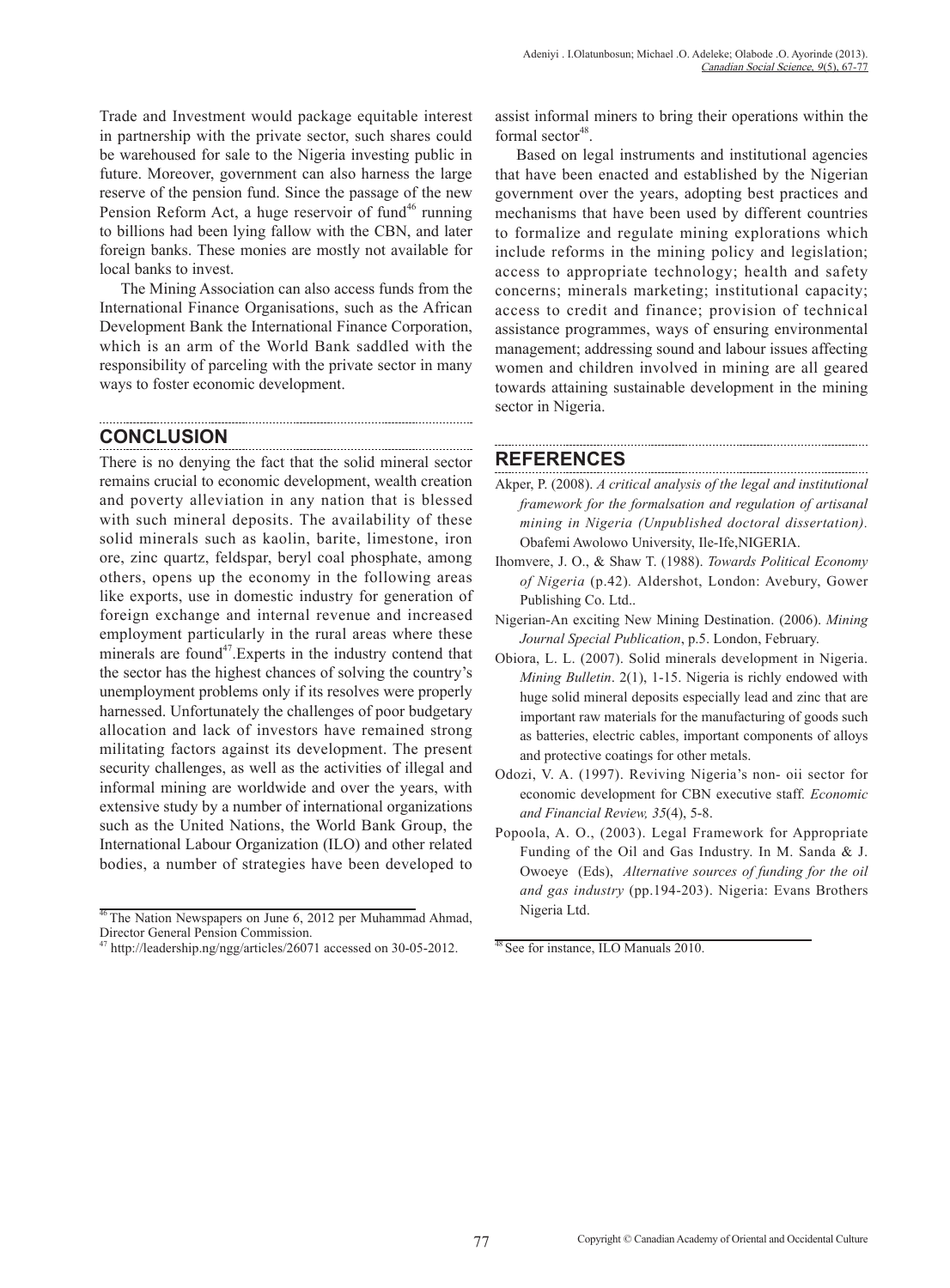Trade and Investment would package equitable interest in partnership with the private sector, such shares could be warehoused for sale to the Nigeria investing public in future. Moreover, government can also harness the large reserve of the pension fund. Since the passage of the new Pension Reform Act, a huge reservoir of fund[46] running to billions had been lying fallow with the CBN, and later foreign banks. These monies are mostly not available for local banks to invest.

The Mining Association can also access funds from the International Finance Organisations, such as the African Development Bank the International Finance Corporation, which is an arm of the World Bank saddled with the responsibility of parceling with the private sector in many ways to foster economic development.

## CONCLUSION

There is no denying the fact that the solid mineral sector remains crucial to economic development, wealth creation and poverty alleviation in any nation that is blessed with such mineral deposits. The availability of these solid minerals such as kaolin, barite, limestone, iron ore, zinc quartz, feldspar, beryl coal phosphate, among others, opens up the economy in the following areas like exports, use in domestic industry for generation of foreign exchange and internal revenue and increased employment particularly in the rural areas where these minerals are found[47].Experts in the industry contend that the sector has the highest chances of solving the country's unemployment problems only if its resolves were properly harnessed. Unfortunately the challenges of poor budgetary allocation and lack of investors have remained strong militating factors against its development. The present security challenges, as well as the activities of illegal and informal mining are worldwide and over the years, with extensive study by a number of international organizations such as the United Nations, the World Bank Group, the International Labour Organization (ILO) and other related bodies, a number of strategies have been developed to assist informal miners to bring their operations within the formal sector[48].

Based on legal instruments and institutional agencies that have been enacted and established by the Nigerian government over the years, adopting best practices and mechanisms that have been used by different countries to formalize and regulate mining explorations which include reforms in the mining policy and legislation; access to appropriate technology; health and safety concerns; minerals marketing; institutional capacity; access to credit and finance; provision of technical assistance programmes, ways of ensuring environmental management; addressing sound and labour issues affecting women and children involved in mining are all geared towards attaining sustainable development in the mining sector in Nigeria.

[46] The Nation Newspapers on June 6, 2012 per Muhammad Ahmad, Director General Pension Commission.

[47] http://leadership.ng/ngg/articles/26071 accessed on 30-05-2012.

[48] See for instance, ILO Manuals 2010.

## REFERENCES

Akper, P. (2008). *A critical analysis of the legal and institutional framework for the formalsation and regulation of artisanal mining in Nigeria (Unpublished doctoral dissertation)*. Obafemi Awolowo University, Ile-Ife,NIGERIA.

Ihomvere, J. O., & Shaw T. (1988). *Towards Political Economy of Nigeria* (p.42). Aldershot, London: Avebury, Gower Publishing Co. Ltd..

Nigerian-An exciting New Mining Destination. (2006). *Mining Journal Special Publication*, p.5. London, February.

Obiora, L. L. (2007). Solid minerals development in Nigeria. *Mining Bulletin*. 2(1), 1-15. Nigeria is richly endowed with huge solid mineral deposits especially lead and zinc that are important raw materials for the manufacturing of goods such as batteries, electric cables, important components of alloys and protective coatings for other metals.

Odozi, V. A. (1997). Reviving Nigeria's non- oii sector for economic development for CBN executive staff. *Economic and Financial Review, 35*(4), 5-8.

Popoola, A. O., (2003). Legal Framework for Appropriate Funding of the Oil and Gas Industry. In M. Sanda & J. Owoeye (Eds), *Alternative sources of funding for the oil and gas industry* (pp.194-203). Nigeria: Evans Brothers Nigeria Ltd.